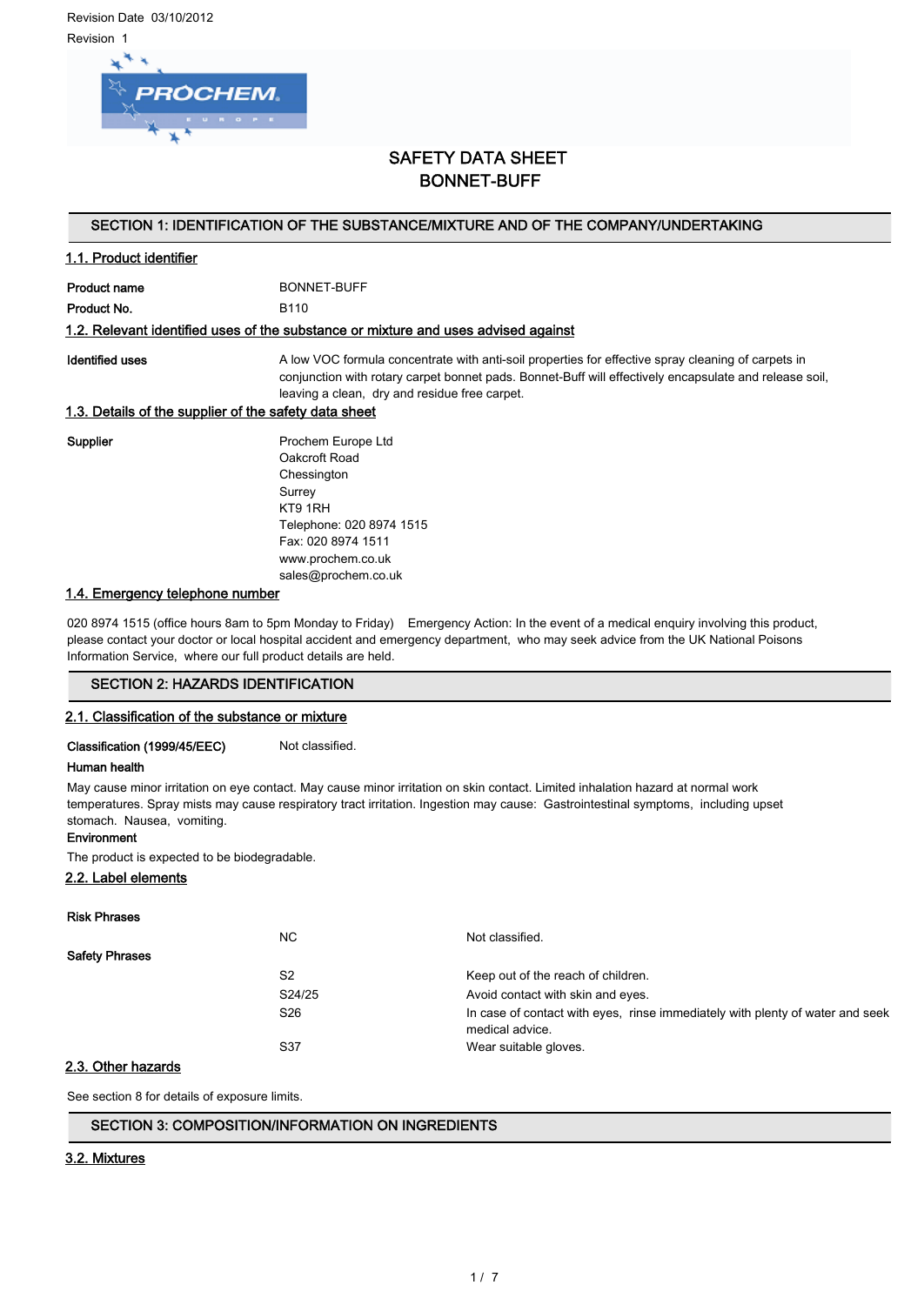Revision Date 03/10/2012

Revision 1

# SAFETY DATA SHEET
# BONNET-BUFF

## SECTION 1: IDENTIFICATION OF THE SUBSTANCE/MIXTURE AND OF THE COMPANY/UNDERTAKING

### 1.1. Product identifier

**Product name** BONNET-BUFF

**Product No.** B110

### 1.2. Relevant identified uses of the substance or mixture and uses advised against

**Identified uses** A low VOC formula concentrate with anti-soil properties for effective spray cleaning of carpets in conjunction with rotary carpet bonnet pads. Bonnet-Buff will effectively encapsulate and release soil, leaving a clean, dry and residue free carpet.

### 1.3. Details of the supplier of the safety data sheet

**Supplier**
Prochem Europe Ltd
Oakcroft Road
Chessington
Surrey
KT9 1RH
Telephone: 020 8974 1515
Fax: 020 8974 1511
www.prochem.co.uk
sales@prochem.co.uk

### 1.4. Emergency telephone number

020 8974 1515 (office hours 8am to 5pm Monday to Friday) Emergency Action: In the event of a medical enquiry involving this product, please contact your doctor or local hospital accident and emergency department, who may seek advice from the UK National Poisons Information Service, where our full product details are held.

## SECTION 2: HAZARDS IDENTIFICATION

### 2.1. Classification of the substance or mixture

**Classification (1999/45/EEC)** Not classified.

**Human health**

May cause minor irritation on eye contact. May cause minor irritation on skin contact. Limited inhalation hazard at normal work temperatures. Spray mists may cause respiratory tract irritation. Ingestion may cause: Gastrointestinal symptoms, including upset stomach. Nausea, vomiting.

**Environment**

The product is expected to be biodegradable.

### 2.2. Label elements

**Risk Phrases**

| | | |
|---|---|---|
| | NC | Not classified. |

**Safety Phrases**

| | | |
|---|---|---|
| | S2 | Keep out of the reach of children. |
| | S24/25 | Avoid contact with skin and eyes. |
| | S26 | In case of contact with eyes, rinse immediately with plenty of water and seek medical advice. |
| | S37 | Wear suitable gloves. |

### 2.3. Other hazards

See section 8 for details of exposure limits.

## SECTION 3: COMPOSITION/INFORMATION ON INGREDIENTS

### 3.2. Mixtures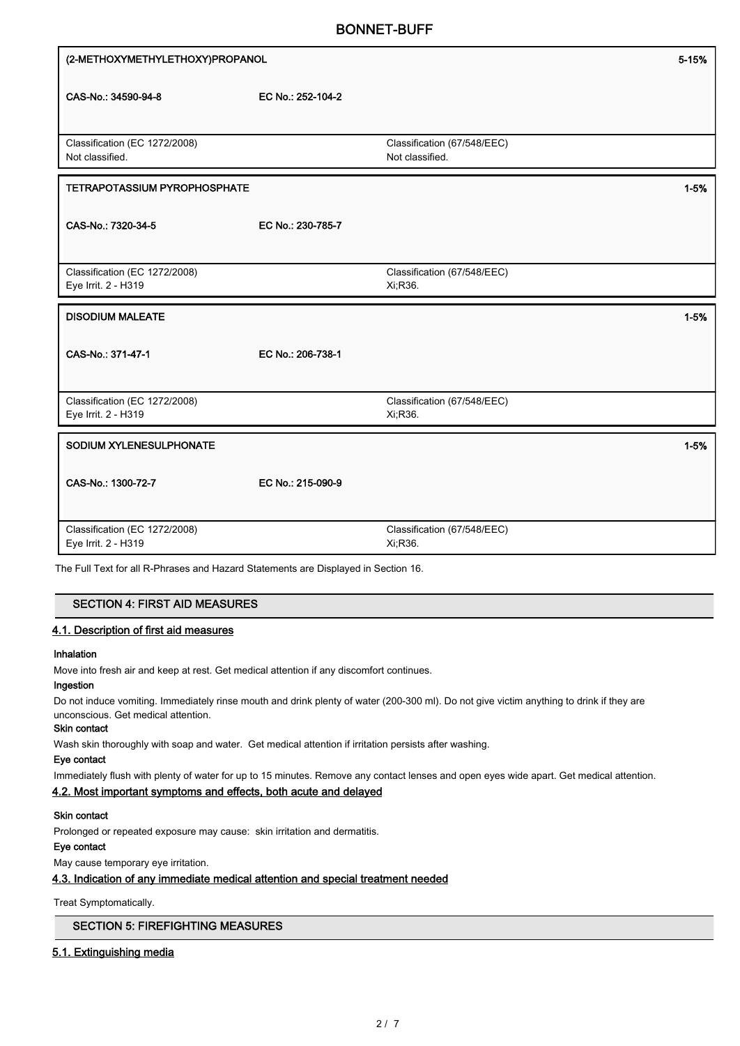| (2-METHOXYMETHYLETHOXY)PROPANOL | | 5-15% |
|---|---|---|
| CAS-No.: 34590-94-8 | EC No.: 252-104-2 | |
| Classification (EC 1272/2008)<br>Not classified. | Classification (67/548/EEC)<br>Not classified. | |

| TETRAPOTASSIUM PYROPHOSPHATE | | 1-5% |
|---|---|---|
| CAS-No.: 7320-34-5 | EC No.: 230-785-7 | |
| Classification (EC 1272/2008)<br>Eye Irrit. 2 - H319 | Classification (67/548/EEC)<br>Xi;R36. | |

| DISODIUM MALEATE | | 1-5% |
|---|---|---|
| CAS-No.: 371-47-1 | EC No.: 206-738-1 | |
| Classification (EC 1272/2008)<br>Eye Irrit. 2 - H319 | Classification (67/548/EEC)<br>Xi;R36. | |

| SODIUM XYLENESULPHONATE | | 1-5% |
|---|---|---|
| CAS-No.: 1300-72-7 | EC No.: 215-090-9 | |
| Classification (EC 1272/2008)<br>Eye Irrit. 2 - H319 | Classification (67/548/EEC)<br>Xi;R36. | |

The Full Text for all R-Phrases and Hazard Statements are Displayed in Section 16.

## SECTION 4: FIRST AID MEASURES

### 4.1. Description of first aid measures

**Inhalation**

Move into fresh air and keep at rest. Get medical attention if any discomfort continues.

**Ingestion**

Do not induce vomiting. Immediately rinse mouth and drink plenty of water (200-300 ml). Do not give victim anything to drink if they are unconscious. Get medical attention.

**Skin contact**

Wash skin thoroughly with soap and water. Get medical attention if irritation persists after washing.

**Eye contact**

Immediately flush with plenty of water for up to 15 minutes. Remove any contact lenses and open eyes wide apart. Get medical attention.

### 4.2. Most important symptoms and effects, both acute and delayed

**Skin contact**

Prolonged or repeated exposure may cause: skin irritation and dermatitis.

**Eye contact**

May cause temporary eye irritation.

### 4.3. Indication of any immediate medical attention and special treatment needed

Treat Symptomatically.

## SECTION 5: FIREFIGHTING MEASURES

### 5.1. Extinguishing media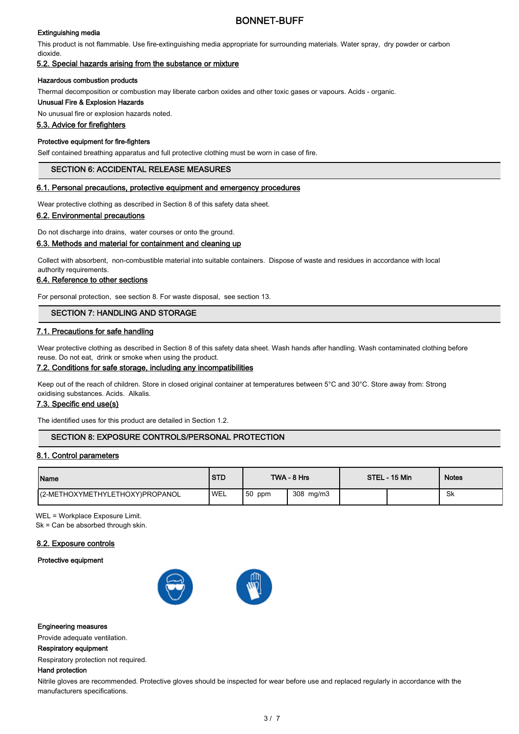### Extinguishing media

This product is not flammable. Use fire-extinguishing media appropriate for surrounding materials. Water spray, dry powder or carbon dioxide.

### 5.2. Special hazards arising from the substance or mixture

**Hazardous combustion products**

Thermal decomposition or combustion may liberate carbon oxides and other toxic gases or vapours. Acids - organic.

**Unusual Fire & Explosion Hazards**

No unusual fire or explosion hazards noted.

### 5.3. Advice for firefighters

**Protective equipment for fire-fighters**

Self contained breathing apparatus and full protective clothing must be worn in case of fire.

## SECTION 6: ACCIDENTAL RELEASE MEASURES

### 6.1. Personal precautions, protective equipment and emergency procedures

Wear protective clothing as described in Section 8 of this safety data sheet.

### 6.2. Environmental precautions

Do not discharge into drains, water courses or onto the ground.

### 6.3. Methods and material for containment and cleaning up

Collect with absorbent, non-combustible material into suitable containers. Dispose of waste and residues in accordance with local authority requirements.

### 6.4. Reference to other sections

For personal protection, see section 8. For waste disposal, see section 13.

## SECTION 7: HANDLING AND STORAGE

### 7.1. Precautions for safe handling

Wear protective clothing as described in Section 8 of this safety data sheet. Wash hands after handling. Wash contaminated clothing before reuse. Do not eat, drink or smoke when using the product.

### 7.2. Conditions for safe storage, including any incompatibilities

Keep out of the reach of children. Store in closed original container at temperatures between 5°C and 30°C. Store away from: Strong oxidising substances. Acids. Alkalis.

### 7.3. Specific end use(s)

The identified uses for this product are detailed in Section 1.2.

## SECTION 8: EXPOSURE CONTROLS/PERSONAL PROTECTION

### 8.1. Control parameters

| Name | STD | TWA - 8 Hrs | | STEL - 15 Min | | Notes |
|---|---|---|---|---|---|---|
| (2-METHOXYMETHYLETHOXY)PROPANOL | WEL | 50 ppm | 308 mg/m3 | | | Sk |

WEL = Workplace Exposure Limit.
Sk = Can be absorbed through skin.

### 8.2. Exposure controls

**Protective equipment**

**Engineering measures**

Provide adequate ventilation.

**Respiratory equipment**

Respiratory protection not required.

**Hand protection**

Nitrile gloves are recommended. Protective gloves should be inspected for wear before use and replaced regularly in accordance with the manufacturers specifications.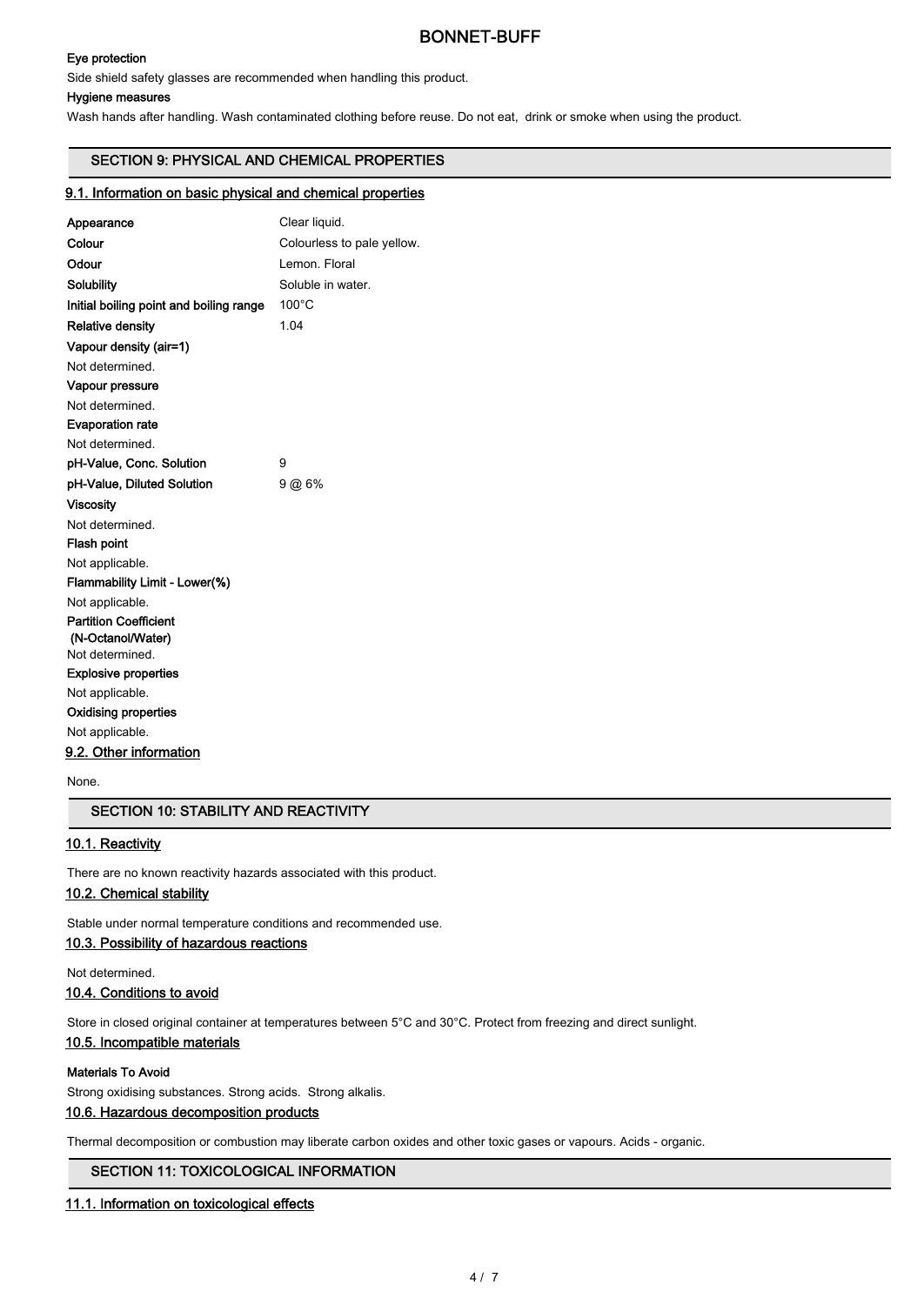**Eye protection**

Side shield safety glasses are recommended when handling this product.

**Hygiene measures**

Wash hands after handling. Wash contaminated clothing before reuse. Do not eat, drink or smoke when using the product.

## SECTION 9: PHYSICAL AND CHEMICAL PROPERTIES

### 9.1. Information on basic physical and chemical properties

| | |
|---|---|
| **Appearance** | Clear liquid. |
| **Colour** | Colourless to pale yellow. |
| **Odour** | Lemon. Floral |
| **Solubility** | Soluble in water. |
| **Initial boiling point and boiling range** | 100°C |
| **Relative density** | 1.04 |

**Vapour density (air=1)**

Not determined.

**Vapour pressure**

Not determined.

**Evaporation rate**

Not determined.

| | |
|---|---|
| **pH-Value, Conc. Solution** | 9 |
| **pH-Value, Diluted Solution** | 9 @ 6% |

**Viscosity**

Not determined.

**Flash point**

Not applicable.

**Flammability Limit - Lower(%)**

Not applicable.

**Partition Coefficient (N-Octanol/Water)**

Not determined.

**Explosive properties**

Not applicable.

**Oxidising properties**

Not applicable.

### 9.2. Other information

None.

## SECTION 10: STABILITY AND REACTIVITY

### 10.1. Reactivity

There are no known reactivity hazards associated with this product.

### 10.2. Chemical stability

Stable under normal temperature conditions and recommended use.

### 10.3. Possibility of hazardous reactions

Not determined.

### 10.4. Conditions to avoid

Store in closed original container at temperatures between 5°C and 30°C. Protect from freezing and direct sunlight.

### 10.5. Incompatible materials

**Materials To Avoid**

Strong oxidising substances. Strong acids. Strong alkalis.

### 10.6. Hazardous decomposition products

Thermal decomposition or combustion may liberate carbon oxides and other toxic gases or vapours. Acids - organic.

## SECTION 11: TOXICOLOGICAL INFORMATION

### 11.1. Information on toxicological effects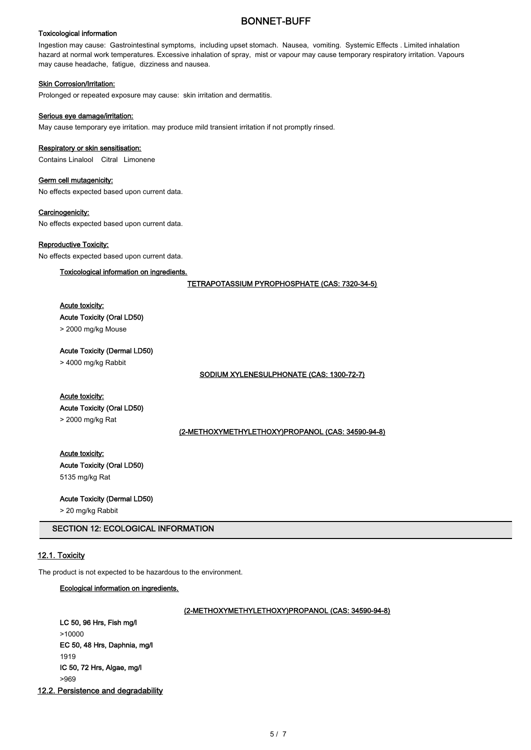**Toxicological information**

Ingestion may cause: Gastrointestinal symptoms, including upset stomach. Nausea, vomiting. Systemic Effects . Limited inhalation hazard at normal work temperatures. Excessive inhalation of spray, mist or vapour may cause temporary respiratory irritation. Vapours may cause headache, fatigue, dizziness and nausea.

**Skin Corrosion/Irritation:**

Prolonged or repeated exposure may cause: skin irritation and dermatitis.

**Serious eye damage/irritation:**

May cause temporary eye irritation. may produce mild transient irritation if not promptly rinsed.

**Respiratory or skin sensitisation:**

Contains Linalool Citral Limonene

**Germ cell mutagenicity:**

No effects expected based upon current data.

**Carcinogenicity:**

No effects expected based upon current data.

**Reproductive Toxicity:**

No effects expected based upon current data.

**Toxicological information on ingredients.**

**TETRAPOTASSIUM PYROPHOSPHATE (CAS: 7320-34-5)**

**Acute toxicity:**

**Acute Toxicity (Oral LD50)**

> 2000 mg/kg Mouse

**Acute Toxicity (Dermal LD50)**

> 4000 mg/kg Rabbit

**SODIUM XYLENESULPHONATE (CAS: 1300-72-7)**

**Acute toxicity:**

**Acute Toxicity (Oral LD50)**

> 2000 mg/kg Rat

**(2-METHOXYMETHYLETHOXY)PROPANOL (CAS: 34590-94-8)**

**Acute toxicity:**

**Acute Toxicity (Oral LD50)**

5135 mg/kg Rat

**Acute Toxicity (Dermal LD50)**

> 20 mg/kg Rabbit

## SECTION 12: ECOLOGICAL INFORMATION

### 12.1. Toxicity

The product is not expected to be hazardous to the environment.

**Ecological information on ingredients.**

**(2-METHOXYMETHYLETHOXY)PROPANOL (CAS: 34590-94-8)**

**LC 50, 96 Hrs, Fish mg/l**

>10000

**EC 50, 48 Hrs, Daphnia, mg/l**

1919

**IC 50, 72 Hrs, Algae, mg/l**

>969

### 12.2. Persistence and degradability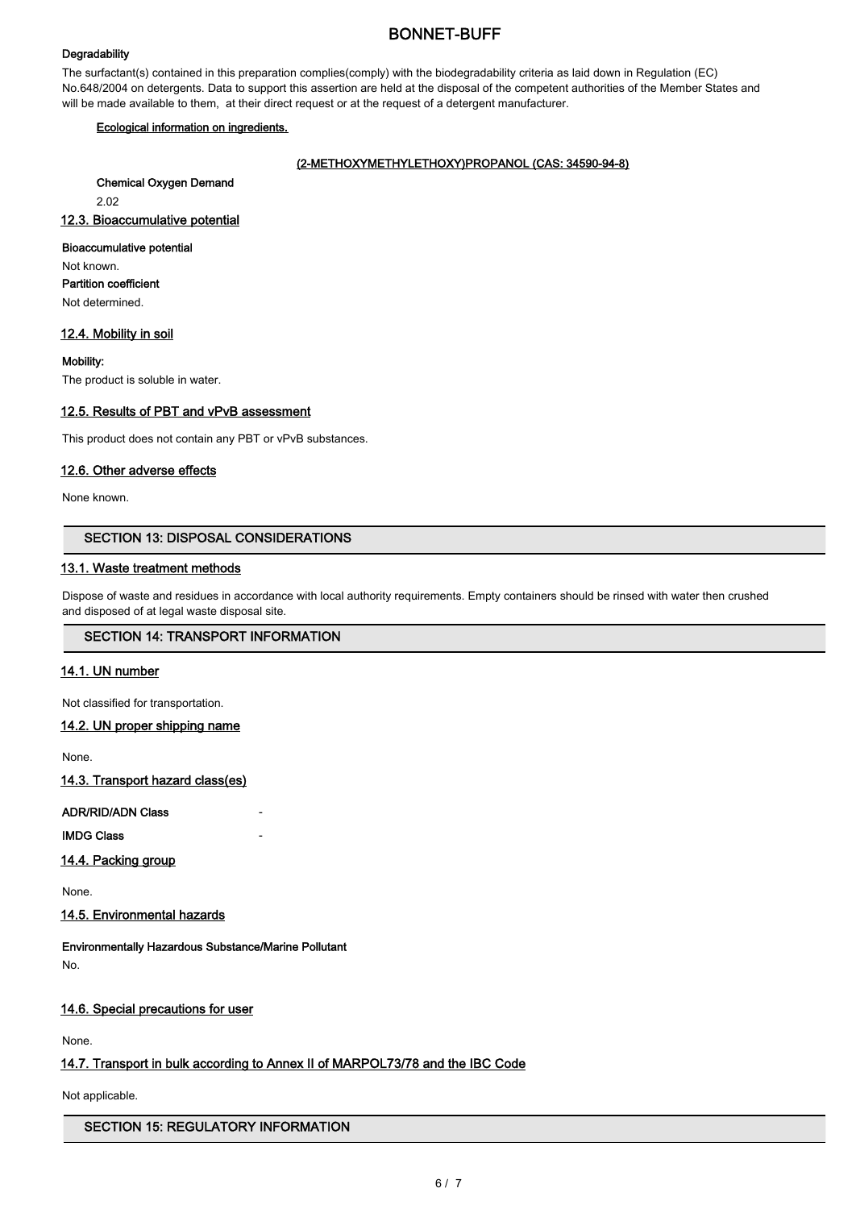**Degradability**

The surfactant(s) contained in this preparation complies(comply) with the biodegradability criteria as laid down in Regulation (EC) No.648/2004 on detergents. Data to support this assertion are held at the disposal of the competent authorities of the Member States and will be made available to them, at their direct request or at the request of a detergent manufacturer.

**Ecological information on ingredients.**

**(2-METHOXYMETHYLETHOXY)PROPANOL (CAS: 34590-94-8)**

**Chemical Oxygen Demand**

2.02

## 12.3. Bioaccumulative potential

**Bioaccumulative potential**

Not known.

**Partition coefficient**

Not determined.

## 12.4. Mobility in soil

**Mobility:**

The product is soluble in water.

## 12.5. Results of PBT and vPvB assessment

This product does not contain any PBT or vPvB substances.

## 12.6. Other adverse effects

None known.

# SECTION 13: DISPOSAL CONSIDERATIONS

## 13.1. Waste treatment methods

Dispose of waste and residues in accordance with local authority requirements. Empty containers should be rinsed with water then crushed and disposed of at legal waste disposal site.

# SECTION 14: TRANSPORT INFORMATION

## 14.1. UN number

Not classified for transportation.

## 14.2. UN proper shipping name

None.

## 14.3. Transport hazard class(es)

**ADR/RID/ADN Class** -

**IMDG Class** -

## 14.4. Packing group

None.

## 14.5. Environmental hazards

**Environmentally Hazardous Substance/Marine Pollutant**

No.

## 14.6. Special precautions for user

None.

## 14.7. Transport in bulk according to Annex II of MARPOL73/78 and the IBC Code

Not applicable.

# SECTION 15: REGULATORY INFORMATION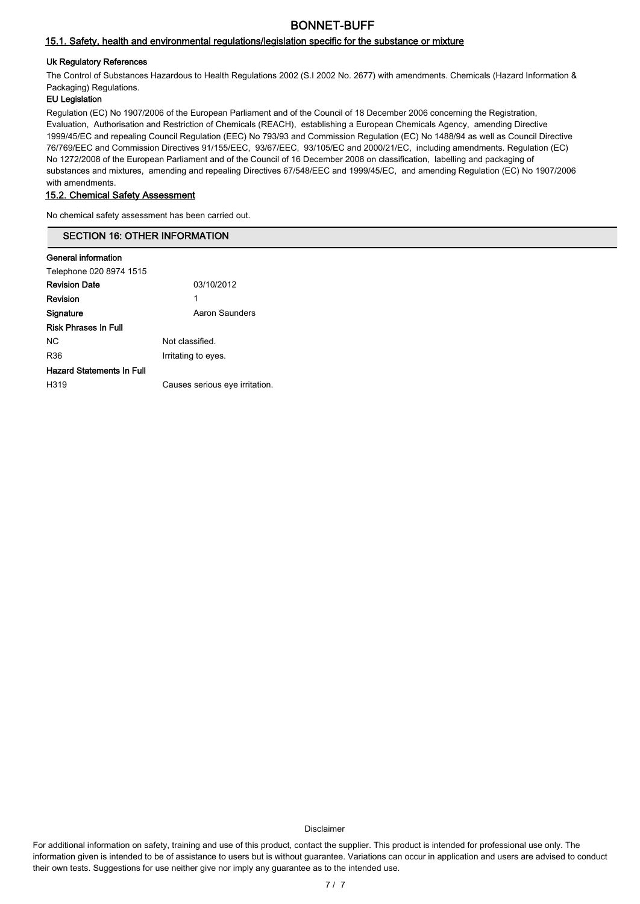### 15.1. Safety, health and environmental regulations/legislation specific for the substance or mixture

**Uk Regulatory References**

The Control of Substances Hazardous to Health Regulations 2002 (S.I 2002 No. 2677) with amendments. Chemicals (Hazard Information & Packaging) Regulations.

**EU Legislation**

Regulation (EC) No 1907/2006 of the European Parliament and of the Council of 18 December 2006 concerning the Registration, Evaluation, Authorisation and Restriction of Chemicals (REACH), establishing a European Chemicals Agency, amending Directive 1999/45/EC and repealing Council Regulation (EEC) No 793/93 and Commission Regulation (EC) No 1488/94 as well as Council Directive 76/769/EEC and Commission Directives 91/155/EEC, 93/67/EEC, 93/105/EC and 2000/21/EC, including amendments. Regulation (EC) No 1272/2008 of the European Parliament and of the Council of 16 December 2008 on classification, labelling and packaging of substances and mixtures, amending and repealing Directives 67/548/EEC and 1999/45/EC, and amending Regulation (EC) No 1907/2006 with amendments.

### 15.2. Chemical Safety Assessment

No chemical safety assessment has been carried out.

## SECTION 16: OTHER INFORMATION

**General information**

Telephone 020 8974 1515

| | |
|---|---|
| **Revision Date** | 03/10/2012 |
| **Revision** | 1 |
| **Signature** | Aaron Saunders |

**Risk Phrases In Full**

| | |
|---|---|
| NC | Not classified. |
| R36 | Irritating to eyes. |

**Hazard Statements In Full**

| | |
|---|---|
| H319 | Causes serious eye irritation. |

Disclaimer

For additional information on safety, training and use of this product, contact the supplier. This product is intended for professional use only. The information given is intended to be of assistance to users but is without guarantee. Variations can occur in application and users are advised to conduct their own tests. Suggestions for use neither give nor imply any guarantee as to the intended use.